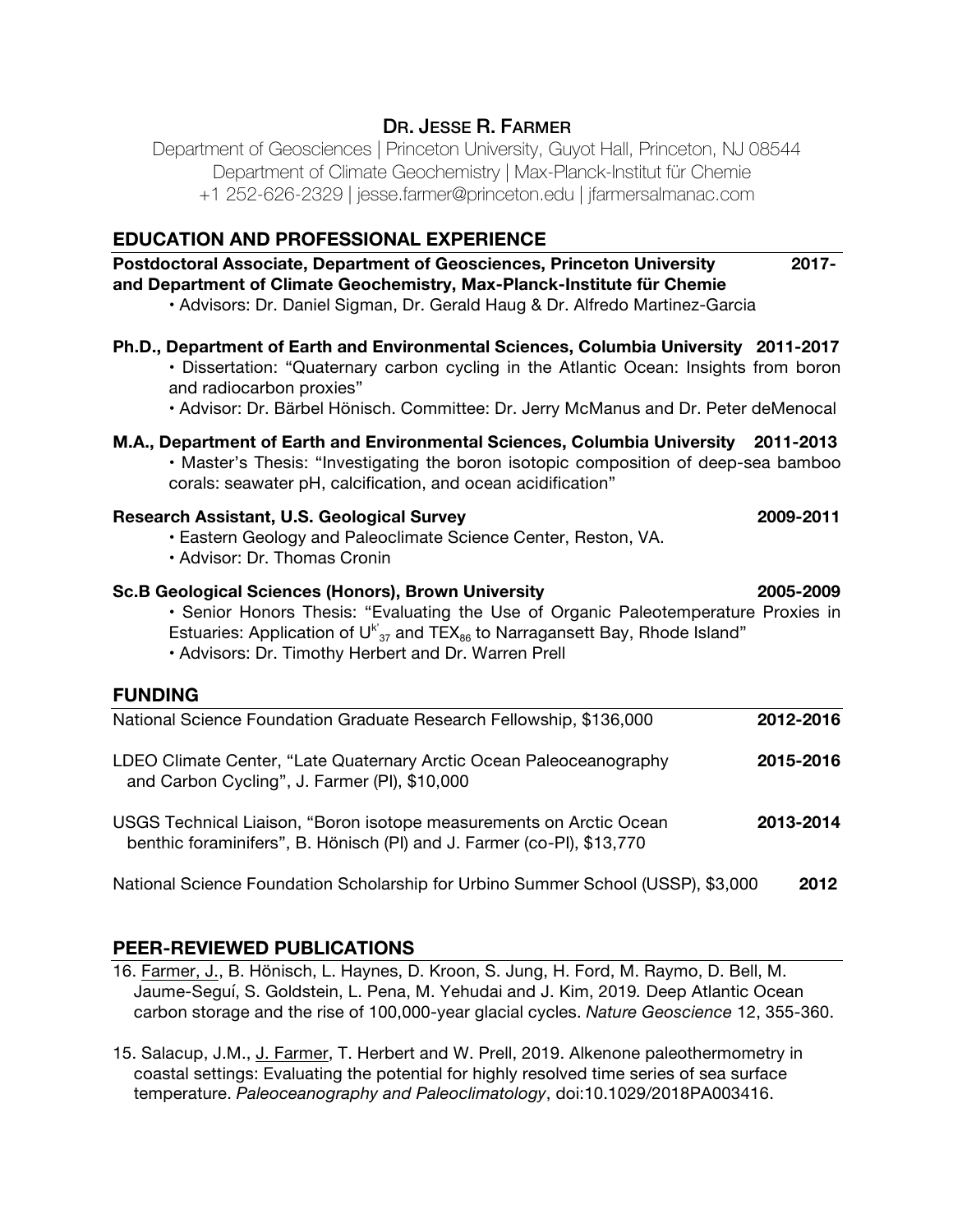# Dr. Jesse R. Farmer

Department of Geosciences | Princeton University, Guyot Hall, Princeton, NJ 08544
Department of Climate Geochemistry | Max-Planck-Institut für Chemie
+1 252-626-2329 | jesse.farmer@princeton.edu | jfarmersalmanac.com

## EDUCATION AND PROFESSIONAL EXPERIENCE

**Postdoctoral Associate, Department of Geosciences, Princeton University and Department of Climate Geochemistry, Max-Planck-Institute für Chemie** **2017-**

- Advisors: Dr. Daniel Sigman, Dr. Gerald Haug & Dr. Alfredo Martinez-Garcia

**Ph.D., Department of Earth and Environmental Sciences, Columbia University** **2011-2017**

- Dissertation: "Quaternary carbon cycling in the Atlantic Ocean: Insights from boron and radiocarbon proxies"
- Advisor: Dr. Bärbel Hönisch. Committee: Dr. Jerry McManus and Dr. Peter deMenocal

**M.A., Department of Earth and Environmental Sciences, Columbia University** **2011-2013**

- Master's Thesis: "Investigating the boron isotopic composition of deep-sea bamboo corals: seawater pH, calcification, and ocean acidification"

**Research Assistant, U.S. Geological Survey** **2009-2011**

- Eastern Geology and Paleoclimate Science Center, Reston, VA.
- Advisor: Dr. Thomas Cronin

**Sc.B Geological Sciences (Honors), Brown University** **2005-2009**

- Senior Honors Thesis: "Evaluating the Use of Organic Paleotemperature Proxies in Estuaries: Application of $U^{k'}_{37}$ and $TEX_{86}$ to Narragansett Bay, Rhode Island"
- Advisors: Dr. Timothy Herbert and Dr. Warren Prell

## FUNDING

National Science Foundation Graduate Research Fellowship, $136,000 **2012-2016**

LDEO Climate Center, "Late Quaternary Arctic Ocean Paleoceanography and Carbon Cycling", J. Farmer (PI), $10,000 **2015-2016**

USGS Technical Liaison, "Boron isotope measurements on Arctic Ocean benthic foraminifers", B. Hönisch (PI) and J. Farmer (co-PI), $13,770 **2013-2014**

National Science Foundation Scholarship for Urbino Summer School (USSP), $3,000 **2012**

## PEER-REVIEWED PUBLICATIONS

16. Farmer, J., B. Hönisch, L. Haynes, D. Kroon, S. Jung, H. Ford, M. Raymo, D. Bell, M. Jaume-Seguí, S. Goldstein, L. Pena, M. Yehudai and J. Kim, 2019. Deep Atlantic Ocean carbon storage and the rise of 100,000-year glacial cycles. *Nature Geoscience* 12, 355-360.

15. Salacup, J.M., J. Farmer, T. Herbert and W. Prell, 2019. Alkenone paleothermometry in coastal settings: Evaluating the potential for highly resolved time series of sea surface temperature. *Paleoceanography and Paleoclimatology*, doi:10.1029/2018PA003416.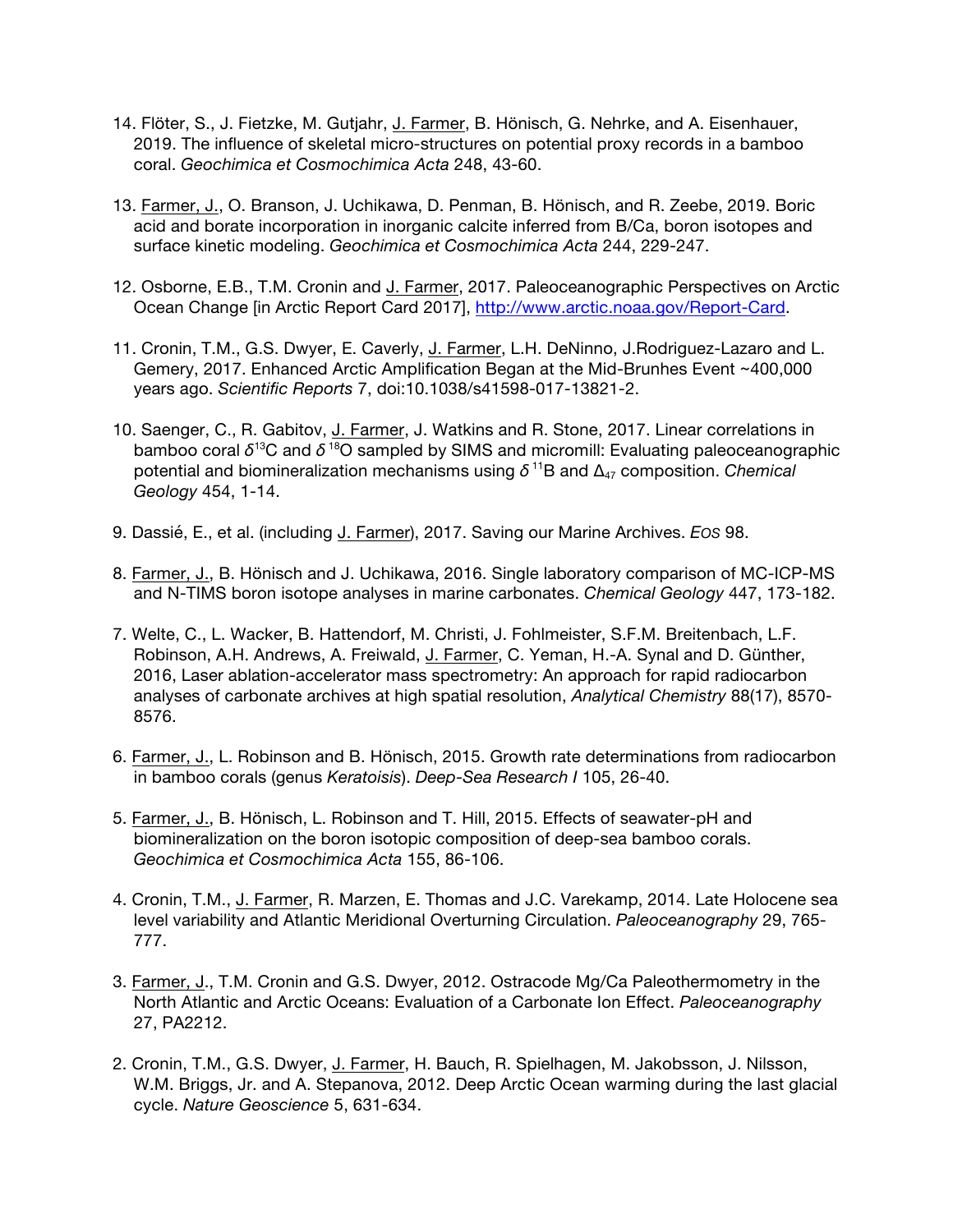14. Flöter, S., J. Fietzke, M. Gutjahr, J. Farmer, B. Hönisch, G. Nehrke, and A. Eisenhauer, 2019. The influence of skeletal micro-structures on potential proxy records in a bamboo coral. *Geochimica et Cosmochimica Acta* 248, 43-60.

13. Farmer, J., O. Branson, J. Uchikawa, D. Penman, B. Hönisch, and R. Zeebe, 2019. Boric acid and borate incorporation in inorganic calcite inferred from B/Ca, boron isotopes and surface kinetic modeling. *Geochimica et Cosmochimica Acta* 244, 229-247.

12. Osborne, E.B., T.M. Cronin and J. Farmer, 2017. Paleoceanographic Perspectives on Arctic Ocean Change [in Arctic Report Card 2017], http://www.arctic.noaa.gov/Report-Card.

11. Cronin, T.M., G.S. Dwyer, E. Caverly, J. Farmer, L.H. DeNinno, J.Rodriguez-Lazaro and L. Gemery, 2017. Enhanced Arctic Amplification Began at the Mid-Brunhes Event ~400,000 years ago. *Scientific Reports* 7, doi:10.1038/s41598-017-13821-2.

10. Saenger, C., R. Gabitov, J. Farmer, J. Watkins and R. Stone, 2017. Linear correlations in bamboo coral $\delta^{13}$C and $\delta^{18}$O sampled by SIMS and micromill: Evaluating paleoceanographic potential and biomineralization mechanisms using $\delta^{11}$B and $\Delta_{47}$ composition. *Chemical Geology* 454, 1-14.

9. Dassié, E., et al. (including J. Farmer), 2017. Saving our Marine Archives. *EOS* 98.

8. Farmer, J., B. Hönisch and J. Uchikawa, 2016. Single laboratory comparison of MC-ICP-MS and N-TIMS boron isotope analyses in marine carbonates. *Chemical Geology* 447, 173-182.

7. Welte, C., L. Wacker, B. Hattendorf, M. Christi, J. Fohlmeister, S.F.M. Breitenbach, L.F. Robinson, A.H. Andrews, A. Freiwald, J. Farmer, C. Yeman, H.-A. Synal and D. Günther, 2016, Laser ablation-accelerator mass spectrometry: An approach for rapid radiocarbon analyses of carbonate archives at high spatial resolution, *Analytical Chemistry* 88(17), 8570-8576.

6. Farmer, J., L. Robinson and B. Hönisch, 2015. Growth rate determinations from radiocarbon in bamboo corals (genus *Keratoisis*). *Deep-Sea Research I* 105, 26-40.

5. Farmer, J., B. Hönisch, L. Robinson and T. Hill, 2015. Effects of seawater-pH and biomineralization on the boron isotopic composition of deep-sea bamboo corals. *Geochimica et Cosmochimica Acta* 155, 86-106.

4. Cronin, T.M., J. Farmer, R. Marzen, E. Thomas and J.C. Varekamp, 2014. Late Holocene sea level variability and Atlantic Meridional Overturning Circulation. *Paleoceanography* 29, 765-777.

3. Farmer, J., T.M. Cronin and G.S. Dwyer, 2012. Ostracode Mg/Ca Paleothermometry in the North Atlantic and Arctic Oceans: Evaluation of a Carbonate Ion Effect. *Paleoceanography* 27, PA2212.

2. Cronin, T.M., G.S. Dwyer, J. Farmer, H. Bauch, R. Spielhagen, M. Jakobsson, J. Nilsson, W.M. Briggs, Jr. and A. Stepanova, 2012. Deep Arctic Ocean warming during the last glacial cycle. *Nature Geoscience* 5, 631-634.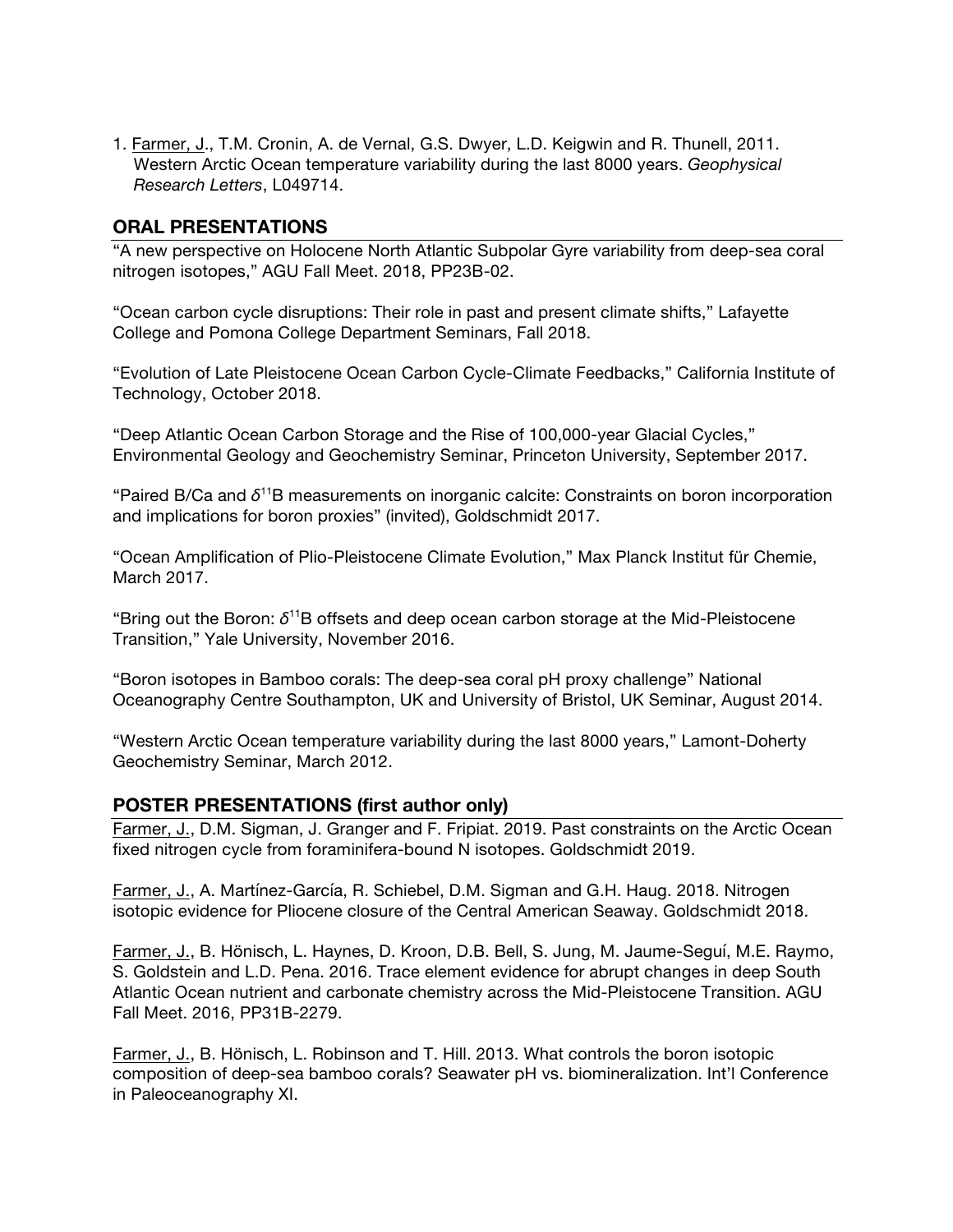1. Farmer, J., T.M. Cronin, A. de Vernal, G.S. Dwyer, L.D. Keigwin and R. Thunell, 2011. Western Arctic Ocean temperature variability during the last 8000 years. *Geophysical Research Letters*, L049714.

## ORAL PRESENTATIONS

"A new perspective on Holocene North Atlantic Subpolar Gyre variability from deep-sea coral nitrogen isotopes," AGU Fall Meet. 2018, PP23B-02.

"Ocean carbon cycle disruptions: Their role in past and present climate shifts," Lafayette College and Pomona College Department Seminars, Fall 2018.

"Evolution of Late Pleistocene Ocean Carbon Cycle-Climate Feedbacks," California Institute of Technology, October 2018.

"Deep Atlantic Ocean Carbon Storage and the Rise of 100,000-year Glacial Cycles," Environmental Geology and Geochemistry Seminar, Princeton University, September 2017.

"Paired B/Ca and $\delta^{11}$B measurements on inorganic calcite: Constraints on boron incorporation and implications for boron proxies" (invited), Goldschmidt 2017.

"Ocean Amplification of Plio-Pleistocene Climate Evolution," Max Planck Institut für Chemie, March 2017.

"Bring out the Boron: $\delta^{11}$B offsets and deep ocean carbon storage at the Mid-Pleistocene Transition," Yale University, November 2016.

"Boron isotopes in Bamboo corals: The deep-sea coral pH proxy challenge" National Oceanography Centre Southampton, UK and University of Bristol, UK Seminar, August 2014.

"Western Arctic Ocean temperature variability during the last 8000 years," Lamont-Doherty Geochemistry Seminar, March 2012.

## POSTER PRESENTATIONS (first author only)

Farmer, J., D.M. Sigman, J. Granger and F. Fripiat. 2019. Past constraints on the Arctic Ocean fixed nitrogen cycle from foraminifera-bound N isotopes. Goldschmidt 2019.

Farmer, J., A. Martínez-García, R. Schiebel, D.M. Sigman and G.H. Haug. 2018. Nitrogen isotopic evidence for Pliocene closure of the Central American Seaway. Goldschmidt 2018.

Farmer, J., B. Hönisch, L. Haynes, D. Kroon, D.B. Bell, S. Jung, M. Jaume-Seguí, M.E. Raymo, S. Goldstein and L.D. Pena. 2016. Trace element evidence for abrupt changes in deep South Atlantic Ocean nutrient and carbonate chemistry across the Mid-Pleistocene Transition. AGU Fall Meet. 2016, PP31B-2279.

Farmer, J., B. Hönisch, L. Robinson and T. Hill. 2013. What controls the boron isotopic composition of deep-sea bamboo corals? Seawater pH vs. biomineralization. Int'l Conference in Paleoceanography XI.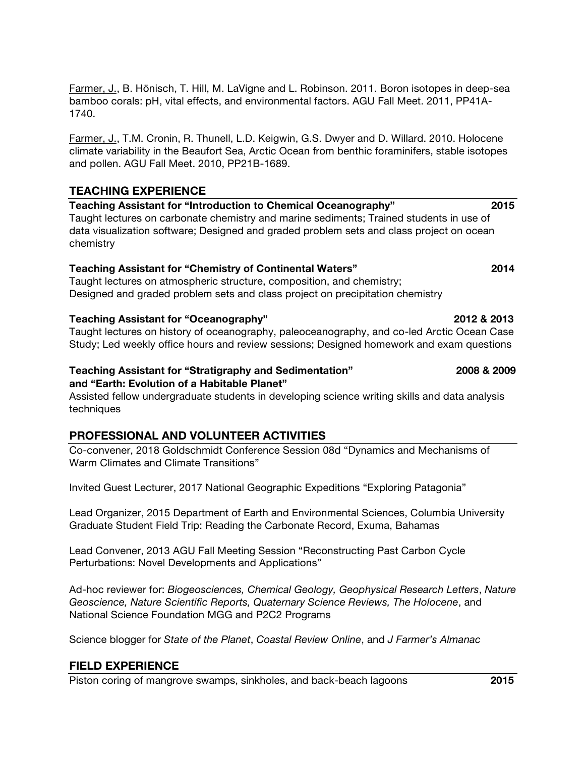<u>Farmer, J.</u>, B. Hönisch, T. Hill, M. LaVigne and L. Robinson. 2011. Boron isotopes in deep-sea bamboo corals: pH, vital effects, and environmental factors. AGU Fall Meet. 2011, PP41A-1740.

<u>Farmer, J.</u>, T.M. Cronin, R. Thunell, L.D. Keigwin, G.S. Dwyer and D. Willard. 2010. Holocene climate variability in the Beaufort Sea, Arctic Ocean from benthic foraminifers, stable isotopes and pollen. AGU Fall Meet. 2010, PP21B-1689.

## TEACHING EXPERIENCE

**Teaching Assistant for "Introduction to Chemical Oceanography"** **2015**

Taught lectures on carbonate chemistry and marine sediments; Trained students in use of data visualization software; Designed and graded problem sets and class project on ocean chemistry

**Teaching Assistant for "Chemistry of Continental Waters"** **2014**

Taught lectures on atmospheric structure, composition, and chemistry;
Designed and graded problem sets and class project on precipitation chemistry

**Teaching Assistant for "Oceanography"** **2012 & 2013**

Taught lectures on history of oceanography, paleoceanography, and co-led Arctic Ocean Case Study; Led weekly office hours and review sessions; Designed homework and exam questions

**Teaching Assistant for "Stratigraphy and Sedimentation" and "Earth: Evolution of a Habitable Planet"** **2008 & 2009**

Assisted fellow undergraduate students in developing science writing skills and data analysis techniques

## PROFESSIONAL AND VOLUNTEER ACTIVITIES

Co-convener, 2018 Goldschmidt Conference Session 08d "Dynamics and Mechanisms of Warm Climates and Climate Transitions"

Invited Guest Lecturer, 2017 National Geographic Expeditions "Exploring Patagonia"

Lead Organizer, 2015 Department of Earth and Environmental Sciences, Columbia University Graduate Student Field Trip: Reading the Carbonate Record, Exuma, Bahamas

Lead Convener, 2013 AGU Fall Meeting Session "Reconstructing Past Carbon Cycle Perturbations: Novel Developments and Applications"

Ad-hoc reviewer for: *Biogeosciences, Chemical Geology, Geophysical Research Letters*, *Nature Geoscience, Nature Scientific Reports, Quaternary Science Reviews, The Holocene*, and National Science Foundation MGG and P2C2 Programs

Science blogger for *State of the Planet*, *Coastal Review Online*, and *J Farmer's Almanac*

## FIELD EXPERIENCE

Piston coring of mangrove swamps, sinkholes, and back-beach lagoons **2015**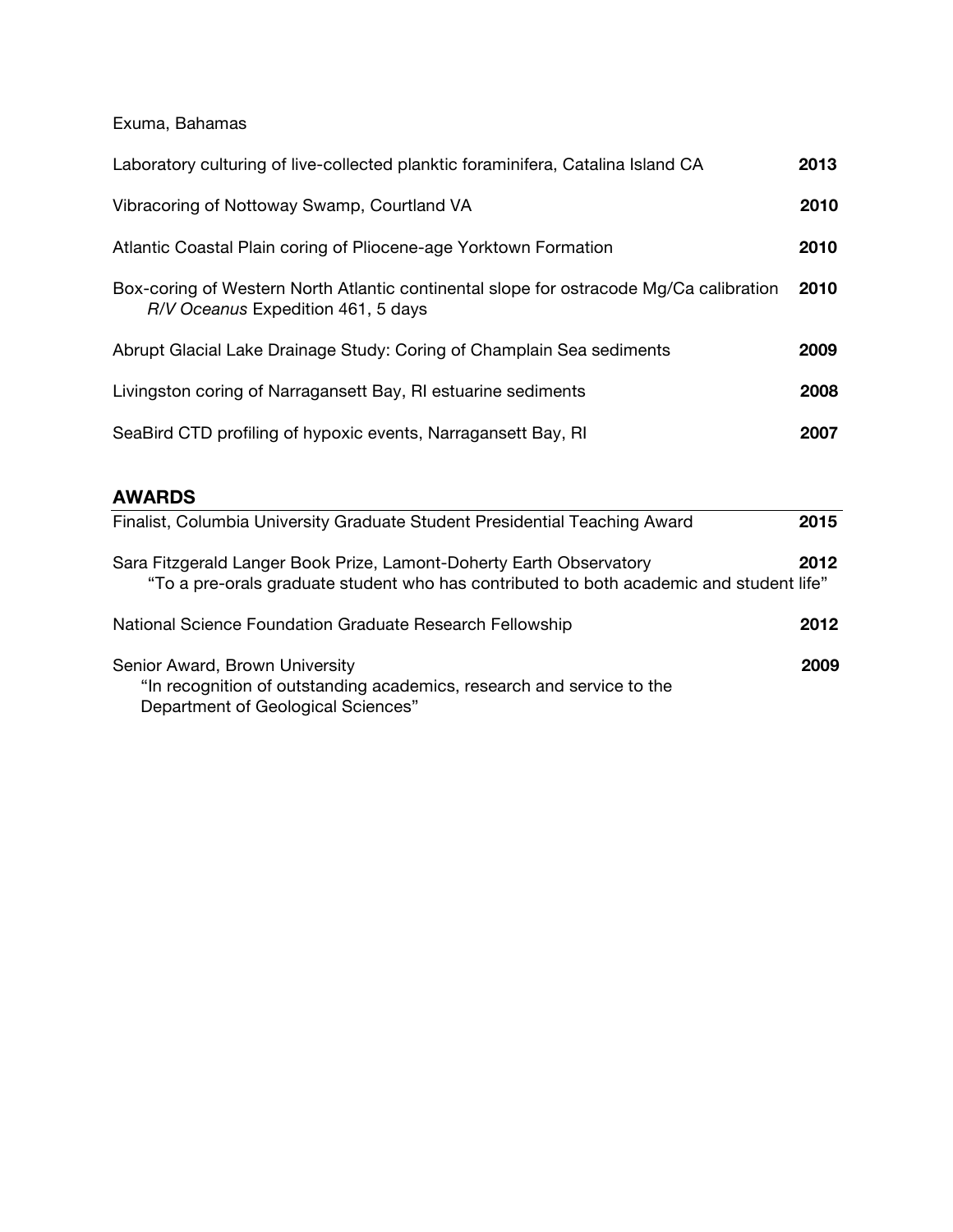Exuma, Bahamas

Laboratory culturing of live-collected planktic foraminifera, Catalina Island CA **2013**

Vibracoring of Nottoway Swamp, Courtland VA **2010**

Atlantic Coastal Plain coring of Pliocene-age Yorktown Formation **2010**

Box-coring of Western North Atlantic continental slope for ostracode Mg/Ca calibration **2010**
*R/V Oceanus* Expedition 461, 5 days

Abrupt Glacial Lake Drainage Study: Coring of Champlain Sea sediments **2009**

Livingston coring of Narragansett Bay, RI estuarine sediments **2008**

SeaBird CTD profiling of hypoxic events, Narragansett Bay, RI **2007**

## AWARDS

Finalist, Columbia University Graduate Student Presidential Teaching Award **2015**

Sara Fitzgerald Langer Book Prize, Lamont-Doherty Earth Observatory **2012**
"To a pre-orals graduate student who has contributed to both academic and student life"

National Science Foundation Graduate Research Fellowship **2012**

Senior Award, Brown University **2009**
"In recognition of outstanding academics, research and service to the Department of Geological Sciences"